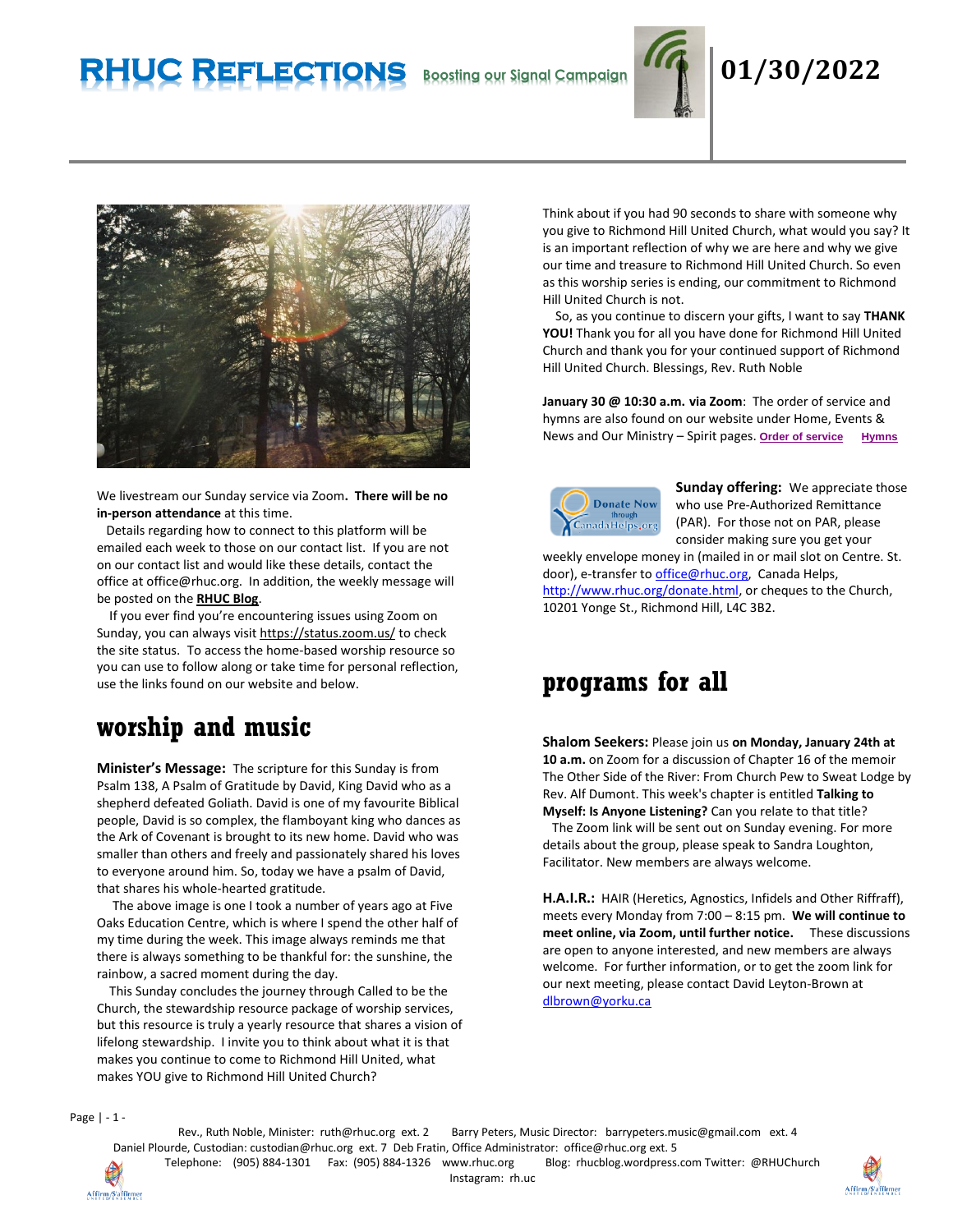# RHUC Reflections

Boosting our Signal Campaign

**01/30/2022**

We livestream our Sunday service via Zoom**. There will be no in-person attendance** at this time.

Details regarding how to connect to this platform will be emailed each week to those on our contact list. If you are not on our contact list and would like these details, contact the office at office@rhuc.org. In addition, the weekly message will be posted on the **RHUC Blog**.

If you ever find you're encountering issues using Zoom on Sunday, you can always visit https://status.zoom.us/ to check the site status. To access the home-based worship resource so you can use to follow along or take time for personal reflection, use the links found on our website and below.

## worship and music

**Minister's Message:** The scripture for this Sunday is from Psalm 138, A Psalm of Gratitude by David, King David who as a shepherd defeated Goliath. David is one of my favourite Biblical people, David is so complex, the flamboyant king who dances as the Ark of Covenant is brought to its new home. David who was smaller than others and freely and passionately shared his loves to everyone around him. So, today we have a psalm of David, that shares his whole-hearted gratitude.

The above image is one I took a number of years ago at Five Oaks Education Centre, which is where I spend the other half of my time during the week. This image always reminds me that there is always something to be thankful for: the sunshine, the rainbow, a sacred moment during the day.

This Sunday concludes the journey through Called to be the Church, the stewardship resource package of worship services, but this resource is truly a yearly resource that shares a vision of lifelong stewardship. I invite you to think about what it is that makes you continue to come to Richmond Hill United, what makes YOU give to Richmond Hill United Church?

Think about if you had 90 seconds to share with someone why you give to Richmond Hill United Church, what would you say? It is an important reflection of why we are here and why we give our time and treasure to Richmond Hill United Church. So even as this worship series is ending, our commitment to Richmond Hill United Church is not.

So, as you continue to discern your gifts, I want to say **THANK YOU!** Thank you for all you have done for Richmond Hill United Church and thank you for your continued support of Richmond Hill United Church. Blessings, Rev. Ruth Noble

**January 30 @ 10:30 a.m. via Zoom**: The order of service and hymns are also found on our website under Home, Events & News and Our Ministry – Spirit pages. Order of service Hymns

Donate Now through CanadaHelps.org

**Sunday offering:** We appreciate those who use Pre-Authorized Remittance (PAR). For those not on PAR, please consider making sure you get your weekly envelope money in (mailed in or mail slot on Centre. St. door), e-transfer to office@rhuc.org, Canada Helps, http://www.rhuc.org/donate.html, or cheques to the Church, 10201 Yonge St., Richmond Hill, L4C 3B2.

## programs for all

**Shalom Seekers:** Please join us **on Monday, January 24th at 10 a.m.** on Zoom for a discussion of Chapter 16 of the memoir The Other Side of the River: From Church Pew to Sweat Lodge by Rev. Alf Dumont. This week's chapter is entitled **Talking to Myself: Is Anyone Listening?** Can you relate to that title?

The Zoom link will be sent out on Sunday evening. For more details about the group, please speak to Sandra Loughton, Facilitator. New members are always welcome.

**H.A.I.R.:** HAIR (Heretics, Agnostics, Infidels and Other Riffraff), meets every Monday from 7:00 – 8:15 pm. **We will continue to meet online, via Zoom, until further notice.** These discussions are open to anyone interested, and new members are always welcome. For further information, or to get the zoom link for our next meeting, please contact David Leyton-Brown at dlbrown@yorku.ca

Rev., Ruth Noble, Minister: ruth@rhuc.org ext. 2 Barry Peters, Music Director: barrypeters.music@gmail.com ext. 4
Daniel Plourde, Custodian: custodian@rhuc.org ext. 7 Deb Fratin, Office Administrator: office@rhuc.org ext. 5
Telephone: (905) 884-1301 Fax: (905) 884-1326 www.rhuc.org Blog: rhucblog.wordpress.com Twitter: @RHUChurch
Instagram: rh.uc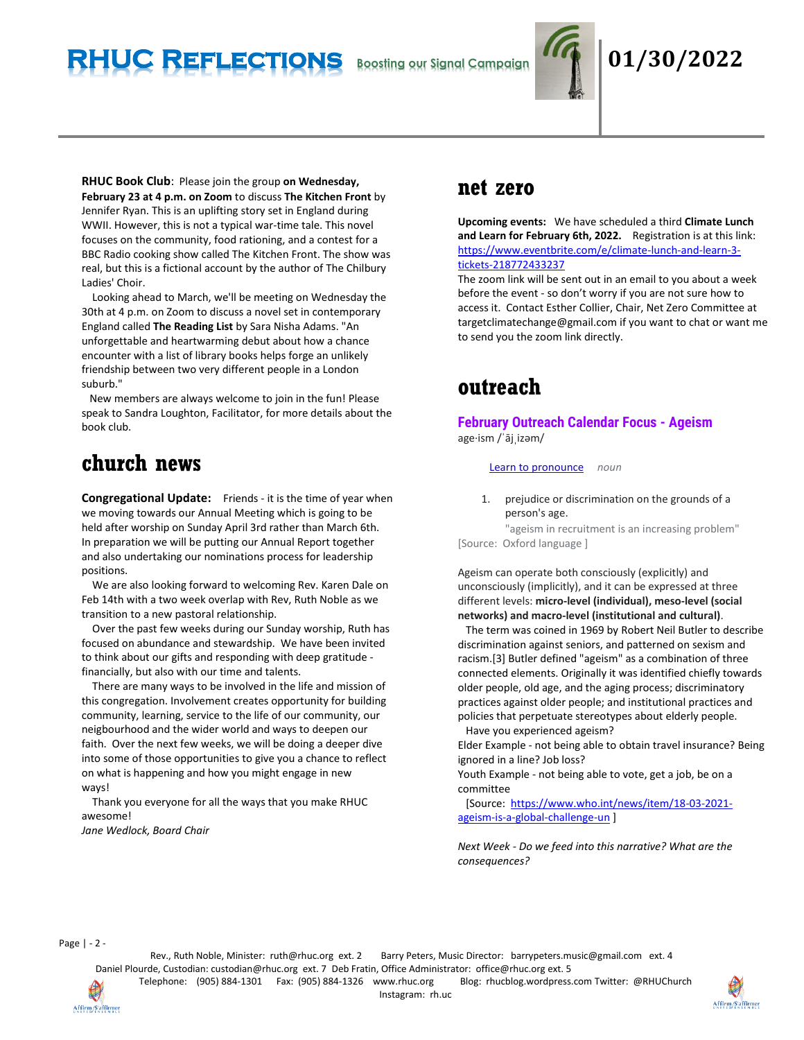**RHUC Book Club**: Please join the group **on Wednesday, February 23 at 4 p.m. on Zoom** to discuss **The Kitchen Front** by Jennifer Ryan. This is an uplifting story set in England during WWII. However, this is not a typical war-time tale. This novel focuses on the community, food rationing, and a contest for a BBC Radio cooking show called The Kitchen Front. The show was real, but this is a fictional account by the author of The Chilbury Ladies' Choir.

Looking ahead to March, we'll be meeting on Wednesday the 30th at 4 p.m. on Zoom to discuss a novel set in contemporary England called **The Reading List** by Sara Nisha Adams. "An unforgettable and heartwarming debut about how a chance encounter with a list of library books helps forge an unlikely friendship between two very different people in a London suburb."

New members are always welcome to join in the fun! Please speak to Sandra Loughton, Facilitator, for more details about the book club.

# church news

**Congregational Update:** Friends - it is the time of year when we moving towards our Annual Meeting which is going to be held after worship on Sunday April 3rd rather than March 6th. In preparation we will be putting our Annual Report together and also undertaking our nominations process for leadership positions.

We are also looking forward to welcoming Rev. Karen Dale on Feb 14th with a two week overlap with Rev, Ruth Noble as we transition to a new pastoral relationship.

Over the past few weeks during our Sunday worship, Ruth has focused on abundance and stewardship. We have been invited to think about our gifts and responding with deep gratitude - financially, but also with our time and talents.

There are many ways to be involved in the life and mission of this congregation. Involvement creates opportunity for building community, learning, service to the life of our community, our neigbourhood and the wider world and ways to deepen our faith. Over the next few weeks, we will be doing a deeper dive into some of those opportunities to give you a chance to reflect on what is happening and how you might engage in new ways!

Thank you everyone for all the ways that you make RHUC awesome!

*Jane Wedlock, Board Chair*

# net zero

**Upcoming events:** We have scheduled a third **Climate Lunch and Learn for February 6th, 2022.** Registration is at this link: https://www.eventbrite.com/e/climate-lunch-and-learn-3-tickets-218772433237

The zoom link will be sent out in an email to you about a week before the event - so don't worry if you are not sure how to access it. Contact Esther Collier, Chair, Net Zero Committee at targetclimatechange@gmail.com if you want to chat or want me to send you the zoom link directly.

# outreach

## February Outreach Calendar Focus - Ageism

age·ism /ˈājˌizəm/

Learn to pronounce *noun*

1. prejudice or discrimination on the grounds of a person's age.
   "ageism in recruitment is an increasing problem"

[Source: Oxford language ]

Ageism can operate both consciously (explicitly) and unconsciously (implicitly), and it can be expressed at three different levels: **micro-level (individual), meso-level (social networks) and macro-level (institutional and cultural)**.

The term was coined in 1969 by Robert Neil Butler to describe discrimination against seniors, and patterned on sexism and racism.[3] Butler defined "ageism" as a combination of three connected elements. Originally it was identified chiefly towards older people, old age, and the aging process; discriminatory practices against older people; and institutional practices and policies that perpetuate stereotypes about elderly people.

Have you experienced ageism?

Elder Example - not being able to obtain travel insurance? Being ignored in a line? Job loss?

Youth Example - not being able to vote, get a job, be on a committee

[Source: https://www.who.int/news/item/18-03-2021-ageism-is-a-global-challenge-un ]

*Next Week - Do we feed into this narrative? What are the consequences?*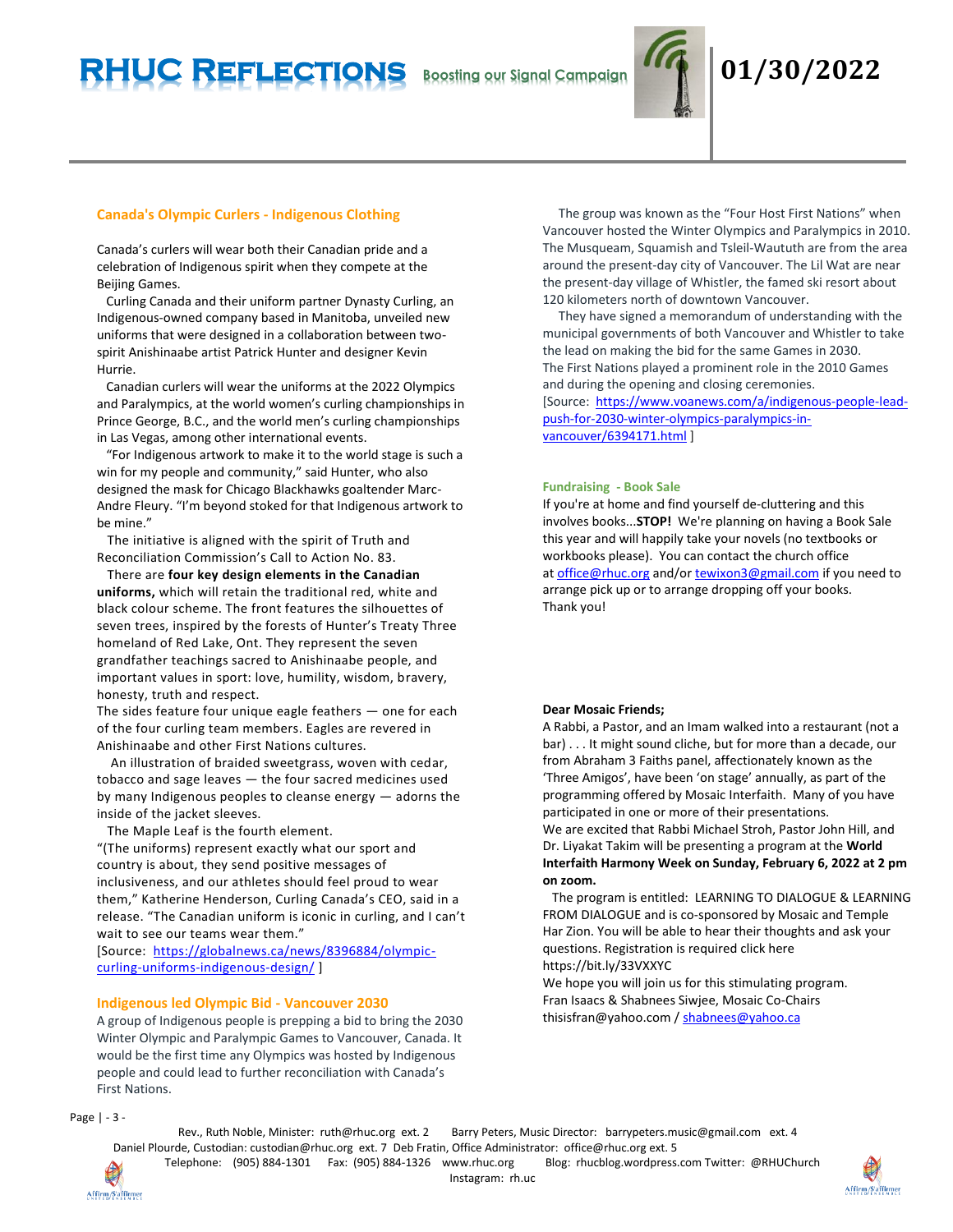## Canada's Olympic Curlers - Indigenous Clothing

Canada's curlers will wear both their Canadian pride and a celebration of Indigenous spirit when they compete at the Beijing Games.

Curling Canada and their uniform partner Dynasty Curling, an Indigenous-owned company based in Manitoba, unveiled new uniforms that were designed in a collaboration between two-spirit Anishinaabe artist Patrick Hunter and designer Kevin Hurrie.

Canadian curlers will wear the uniforms at the 2022 Olympics and Paralympics, at the world women's curling championships in Prince George, B.C., and the world men's curling championships in Las Vegas, among other international events.

"For Indigenous artwork to make it to the world stage is such a win for my people and community," said Hunter, who also designed the mask for Chicago Blackhawks goaltender Marc-Andre Fleury. "I'm beyond stoked for that Indigenous artwork to be mine."

The initiative is aligned with the spirit of Truth and Reconciliation Commission's Call to Action No. 83.

There are **four key design elements in the Canadian uniforms,** which will retain the traditional red, white and black colour scheme. The front features the silhouettes of seven trees, inspired by the forests of Hunter's Treaty Three homeland of Red Lake, Ont. They represent the seven grandfather teachings sacred to Anishinaabe people, and important values in sport: love, humility, wisdom, bravery, honesty, truth and respect.

The sides feature four unique eagle feathers — one for each of the four curling team members. Eagles are revered in Anishinaabe and other First Nations cultures.

An illustration of braided sweetgrass, woven with cedar, tobacco and sage leaves — the four sacred medicines used by many Indigenous peoples to cleanse energy — adorns the inside of the jacket sleeves.

The Maple Leaf is the fourth element.

"(The uniforms) represent exactly what our sport and country is about, they send positive messages of inclusiveness, and our athletes should feel proud to wear them," Katherine Henderson, Curling Canada's CEO, said in a release. "The Canadian uniform is iconic in curling, and I can't wait to see our teams wear them."

[Source: https://globalnews.ca/news/8396884/olympic-curling-uniforms-indigenous-design/ ]

## Indigenous led Olympic Bid - Vancouver 2030

A group of Indigenous people is prepping a bid to bring the 2030 Winter Olympic and Paralympic Games to Vancouver, Canada. It would be the first time any Olympics was hosted by Indigenous people and could lead to further reconciliation with Canada's First Nations.

The group was known as the "Four Host First Nations" when Vancouver hosted the Winter Olympics and Paralympics in 2010. The Musqueam, Squamish and Tsleil-Waututh are from the area around the present-day city of Vancouver. The Lil Wat are near the present-day village of Whistler, the famed ski resort about 120 kilometers north of downtown Vancouver.

They have signed a memorandum of understanding with the municipal governments of both Vancouver and Whistler to take the lead on making the bid for the same Games in 2030.

The First Nations played a prominent role in the 2010 Games and during the opening and closing ceremonies.

[Source: https://www.voanews.com/a/indigenous-people-lead-push-for-2030-winter-olympics-paralympics-in-vancouver/6394171.html ]

## Fundraising - Book Sale

If you're at home and find yourself de-cluttering and this involves books...**STOP!** We're planning on having a Book Sale this year and will happily take your novels (no textbooks or workbooks please). You can contact the church office at office@rhuc.org and/or tewixon3@gmail.com if you need to arrange pick up or to arrange dropping off your books.

Thank you!

**Dear Mosaic Friends;**

A Rabbi, a Pastor, and an Imam walked into a restaurant (not a bar) . . . It might sound cliche, but for more than a decade, our from Abraham 3 Faiths panel, affectionately known as the 'Three Amigos', have been 'on stage' annually, as part of the programming offered by Mosaic Interfaith. Many of you have participated in one or more of their presentations.

We are excited that Rabbi Michael Stroh, Pastor John Hill, and Dr. Liyakat Takim will be presenting a program at the **World Interfaith Harmony Week on Sunday, February 6, 2022 at 2 pm on zoom.**

The program is entitled: LEARNING TO DIALOGUE & LEARNING FROM DIALOGUE and is co-sponsored by Mosaic and Temple Har Zion. You will be able to hear their thoughts and ask your questions. Registration is required click here https://bit.ly/33VXXYC

We hope you will join us for this stimulating program.

Fran Isaacs & Shabnees Siwjee, Mosaic Co-Chairs

thisisfran@yahoo.com / shabnees@yahoo.ca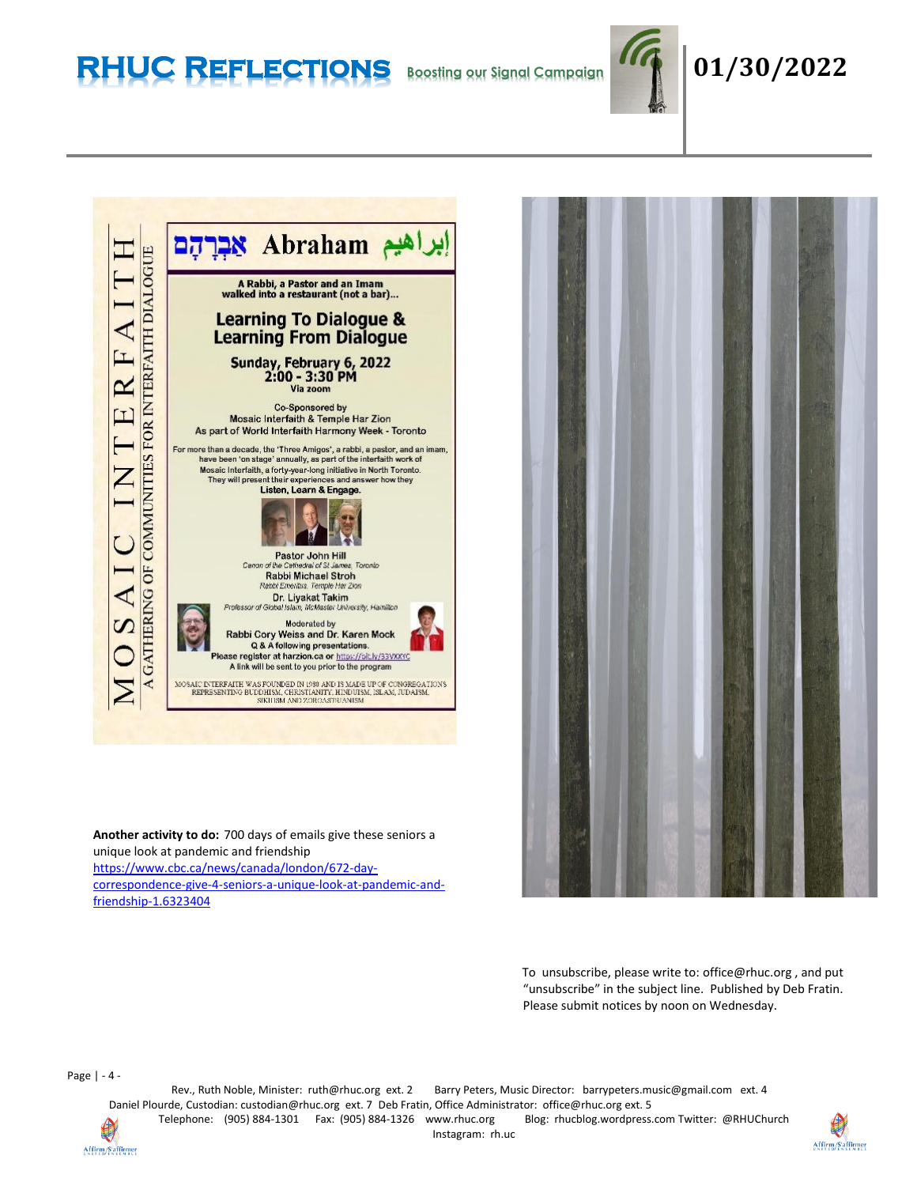MOSAIC INTERFAITH
A GATHERING OF COMMUNITIES FOR INTERFAITH DIALOGUE

# אַבְרָהָם Abraham إبراهيم

A Rabbi, a Pastor and an Imam walked into a restaurant (not a bar)...

## Learning To Dialogue & Learning From Dialogue

**Sunday, February 6, 2022**
**2:00 - 3:30 PM**
Via zoom

Co-Sponsored by
Mosaic Interfaith & Temple Har Zion
As part of World Interfaith Harmony Week - Toronto

For more than a decade, the 'Three Amigos', a rabbi, a pastor, and an imam, have been 'on stage' annually, as part of the interfaith work of Mosaic Interfaith, a forty-year-long initiative in North Toronto. They will present their experiences and answer how they **Listen, Learn & Engage.**

**Pastor John Hill**
*Canon of the Cathedral of St James, Toronto*
**Rabbi Michael Stroh**
*Rabbi Emeritus, Temple Har Zion*
**Dr. Liyakat Takim**
*Professor of Global Islam, McMaster University, Hamilton*

Moderated by
**Rabbi Cory Weiss and Dr. Karen Mock**
Q & A following presentations.
Please register at harzion.ca or https://bit.ly/33VXXYC
A link will be sent to you prior to the program

MOSAIC INTERFAITH WAS FOUNDED IN 1980 AND IS MADE UP OF CONGREGATIONS REPRESENTING BUDDHISM, CHRISTIANITY, HINDUISM, ISLAM, JUDAISM, SIKHISM AND ZOROASTRIANISM

**Another activity to do:** 700 days of emails give these seniors a unique look at pandemic and friendship
https://www.cbc.ca/news/canada/london/672-day-correspondence-give-4-seniors-a-unique-look-at-pandemic-and-friendship-1.6323404

To unsubscribe, please write to: office@rhuc.org , and put "unsubscribe" in the subject line. Published by Deb Fratin. Please submit notices by noon on Wednesday.